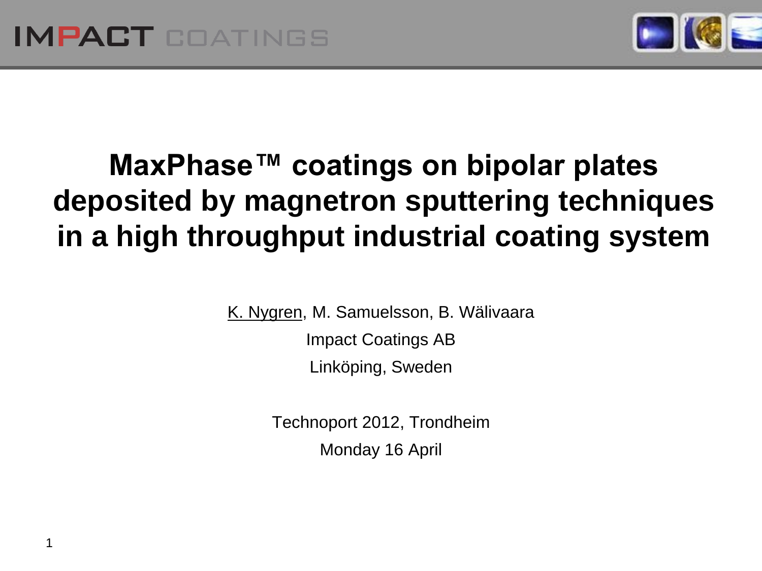IMPACT COATINGS

# MaxPhase™ coatings on bipolar plates deposited by magnetron sputtering techniques in a high throughput industrial coating system

K. Nygren, M. Samuelsson, B. Wälivaara

Impact Coatings AB

Linköping, Sweden

Technoport 2012, Trondheim

Monday 16 April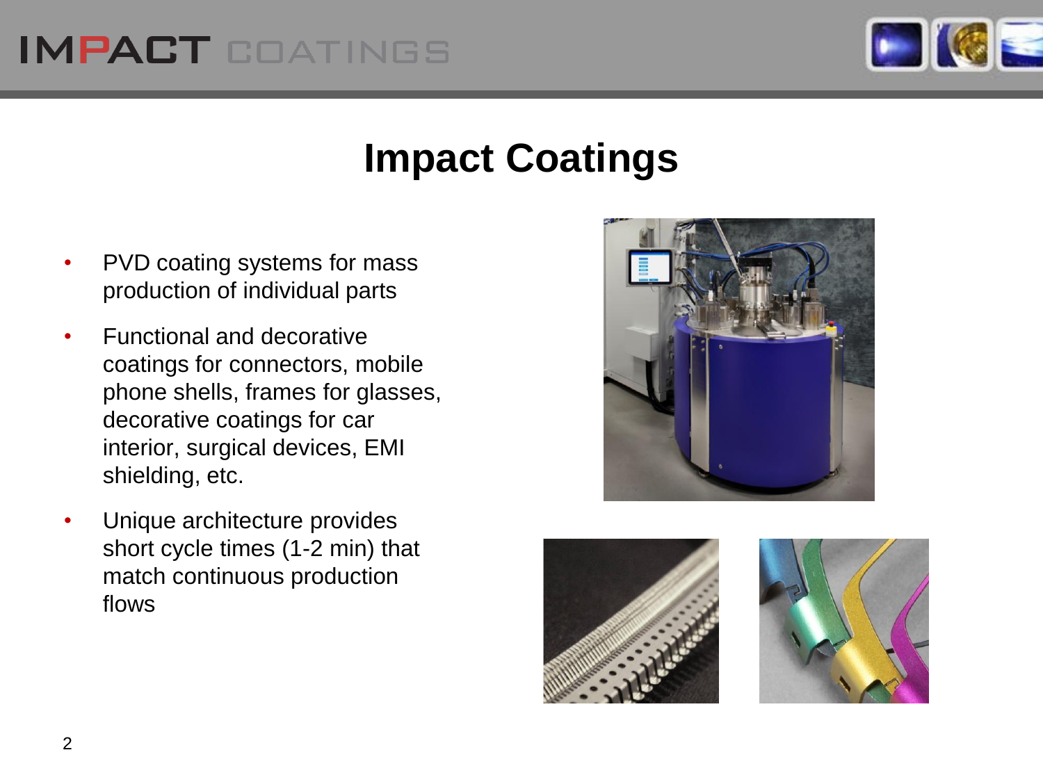# Impact Coatings

- PVD coating systems for mass production of individual parts
- Functional and decorative coatings for connectors, mobile phone shells, frames for glasses, decorative coatings for car interior, surgical devices, EMI shielding, etc.
- Unique architecture provides short cycle times (1-2 min) that match continuous production flows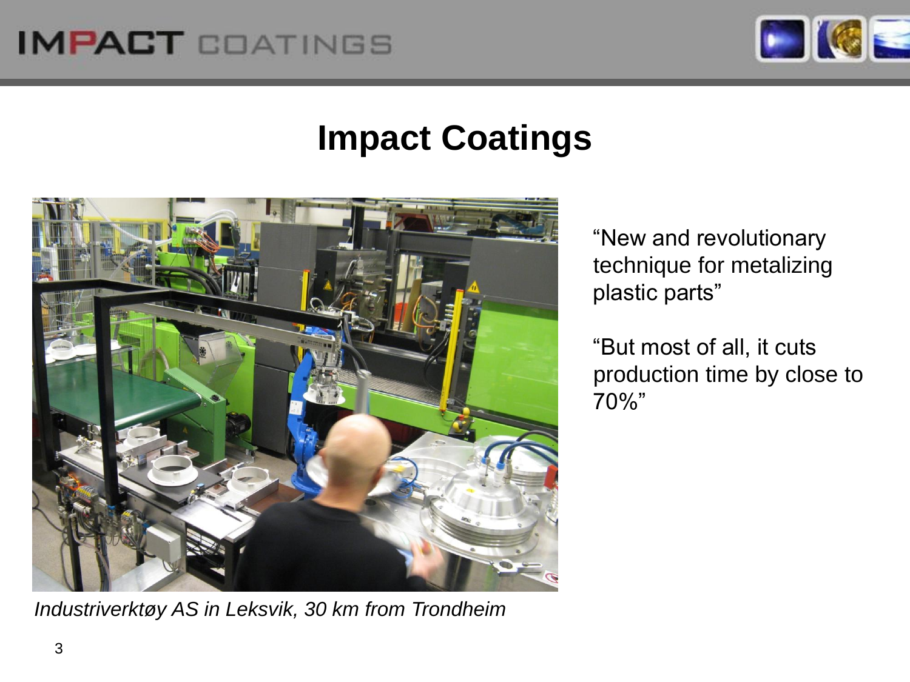# Impact Coatings

*Industriverktøy AS in Leksvik, 30 km from Trondheim*

"New and revolutionary technique for metalizing plastic parts"

"But most of all, it cuts production time by close to 70%"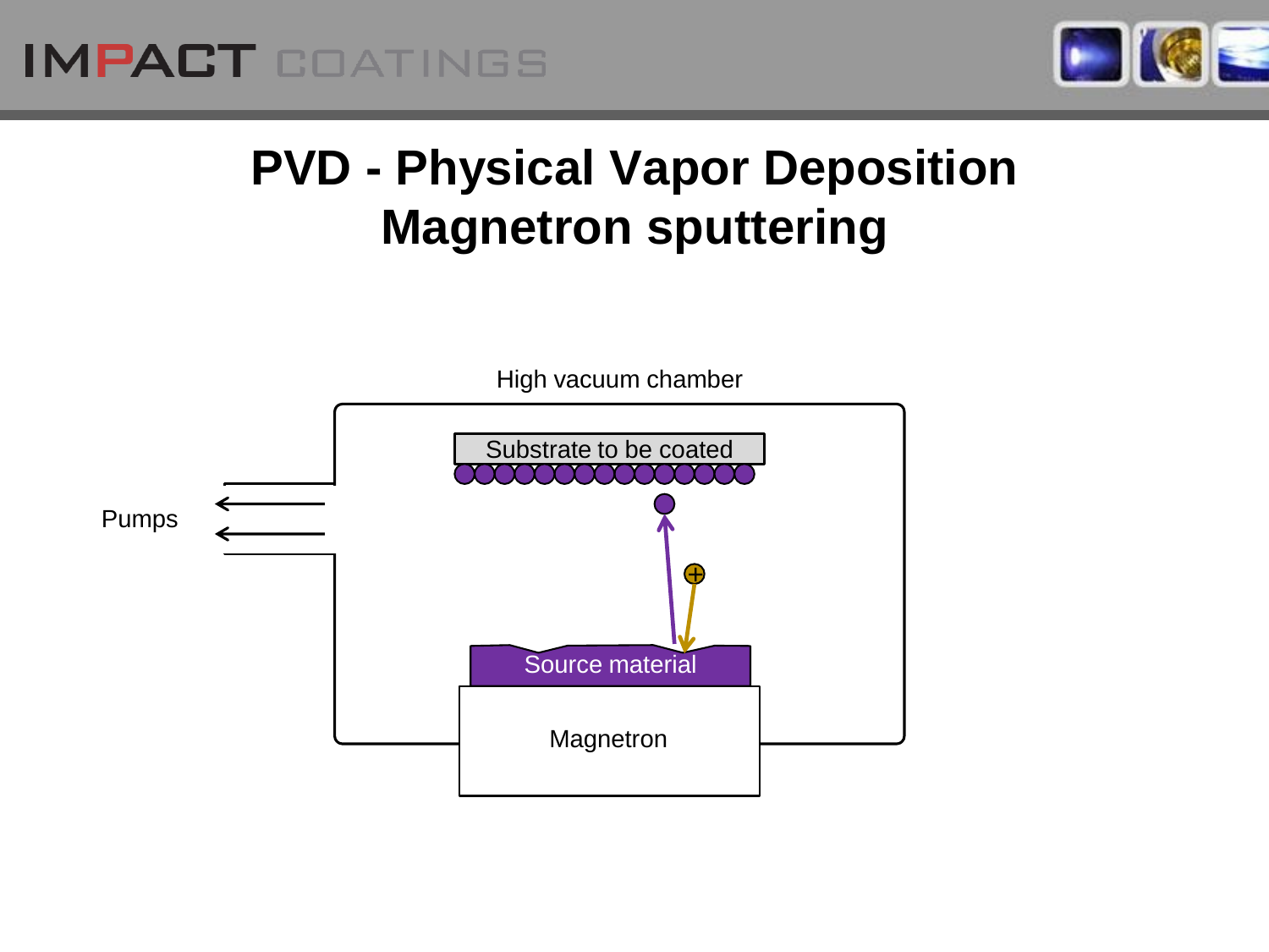# PVD - Physical Vapor Deposition
# Magnetron sputtering

High vacuum chamber

Substrate to be coated

Pumps

Source material

Magnetron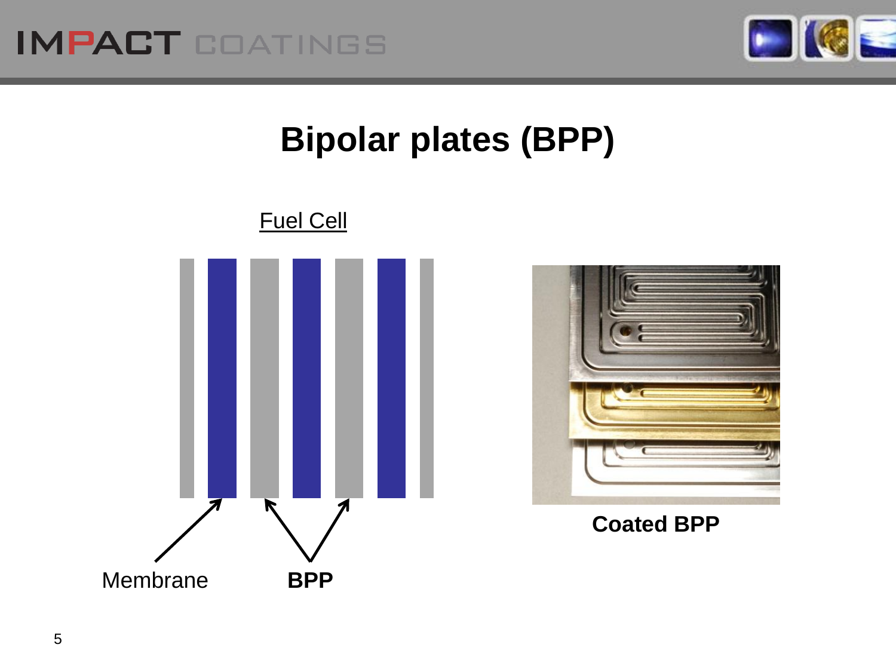# Bipolar plates (BPP)

Fuel Cell

Membrane

**BPP**

**Coated BPP**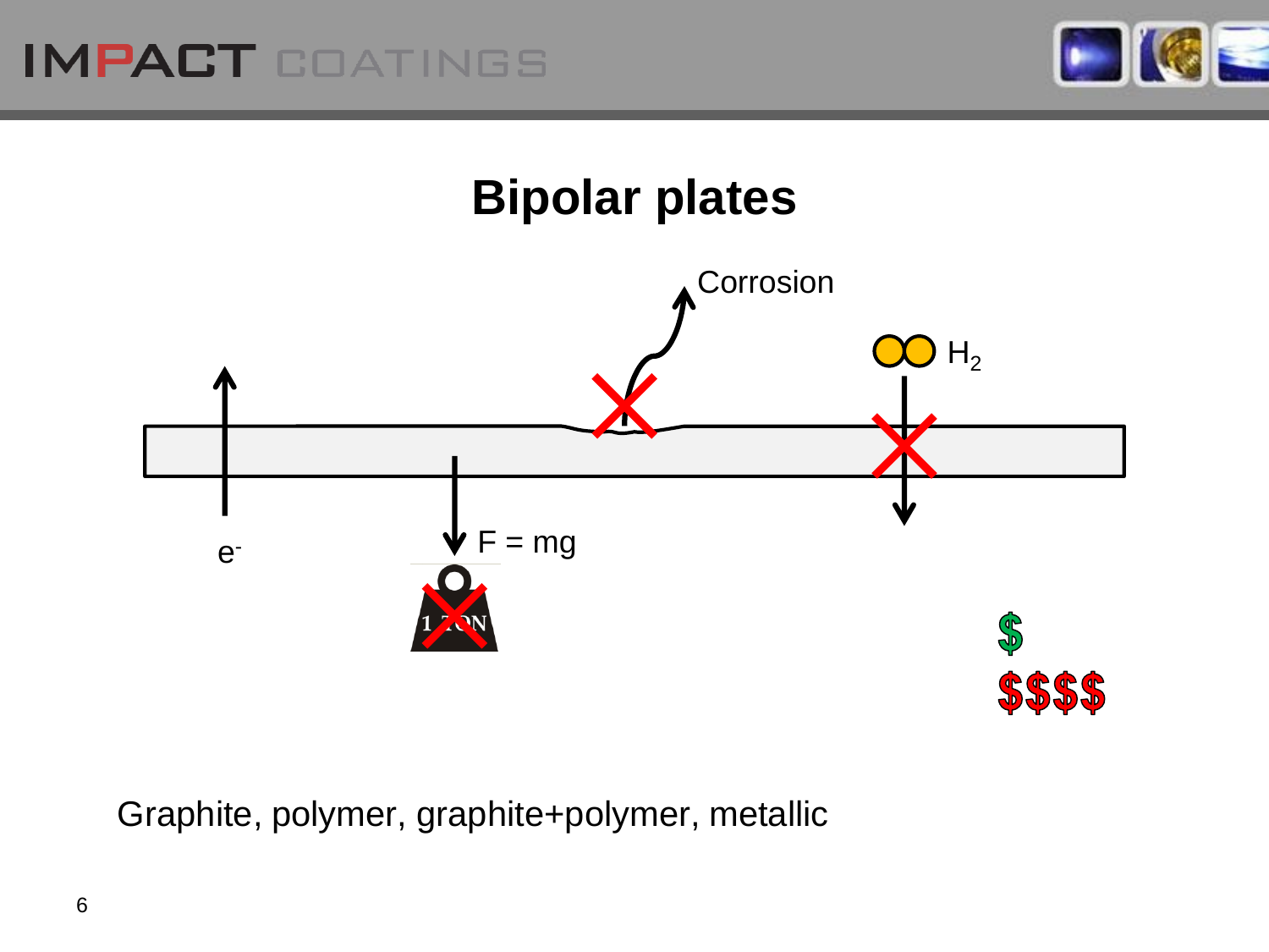# Bipolar plates

Corrosion

$H_2$

$e^-$

$F = mg$

1 TON

$

$$$$

Graphite, polymer, graphite+polymer, metallic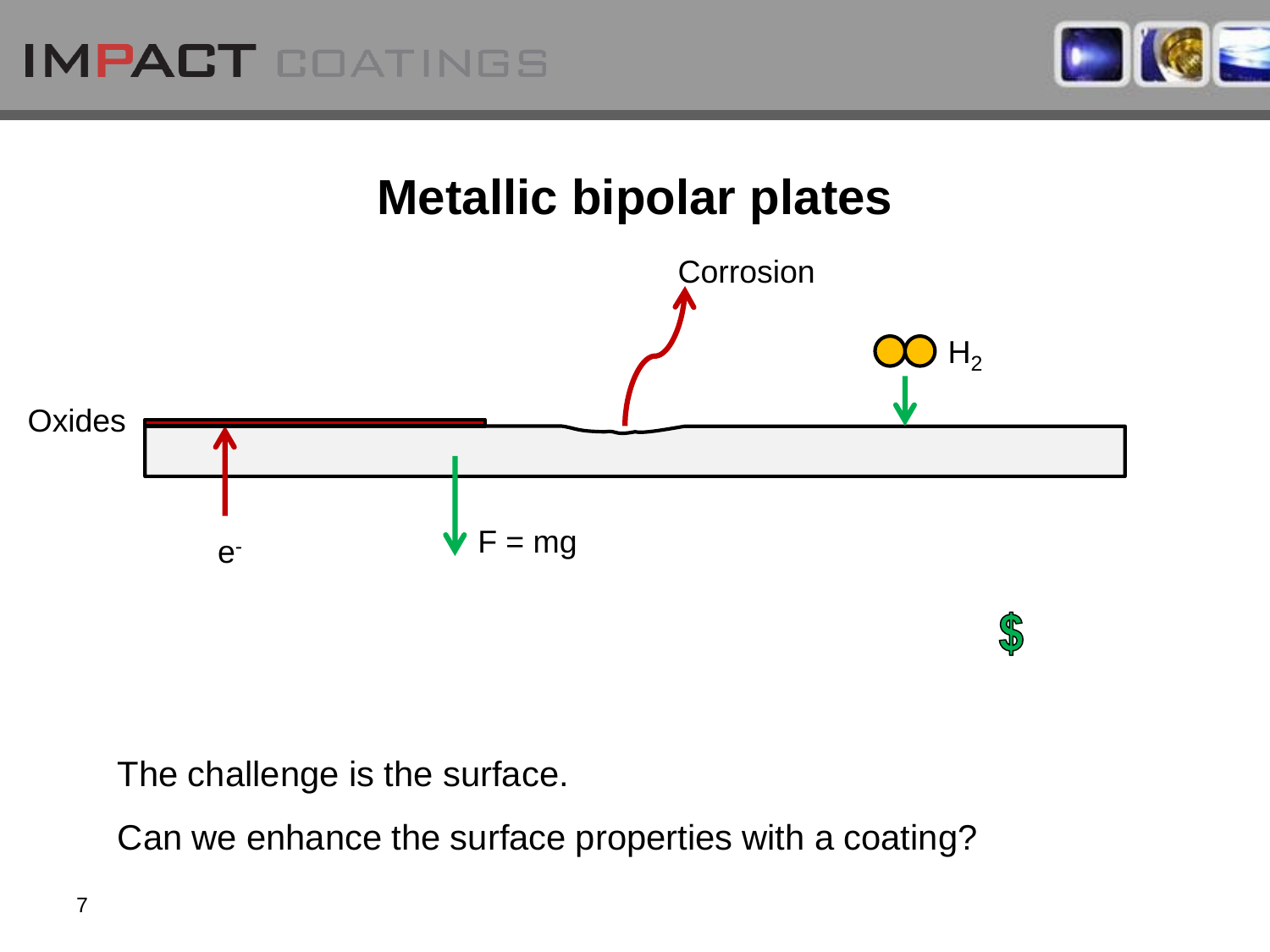# Metallic bipolar plates

Corrosion

$H_2$

Oxides

$e^-$

F = mg

$

The challenge is the surface.

Can we enhance the surface properties with a coating?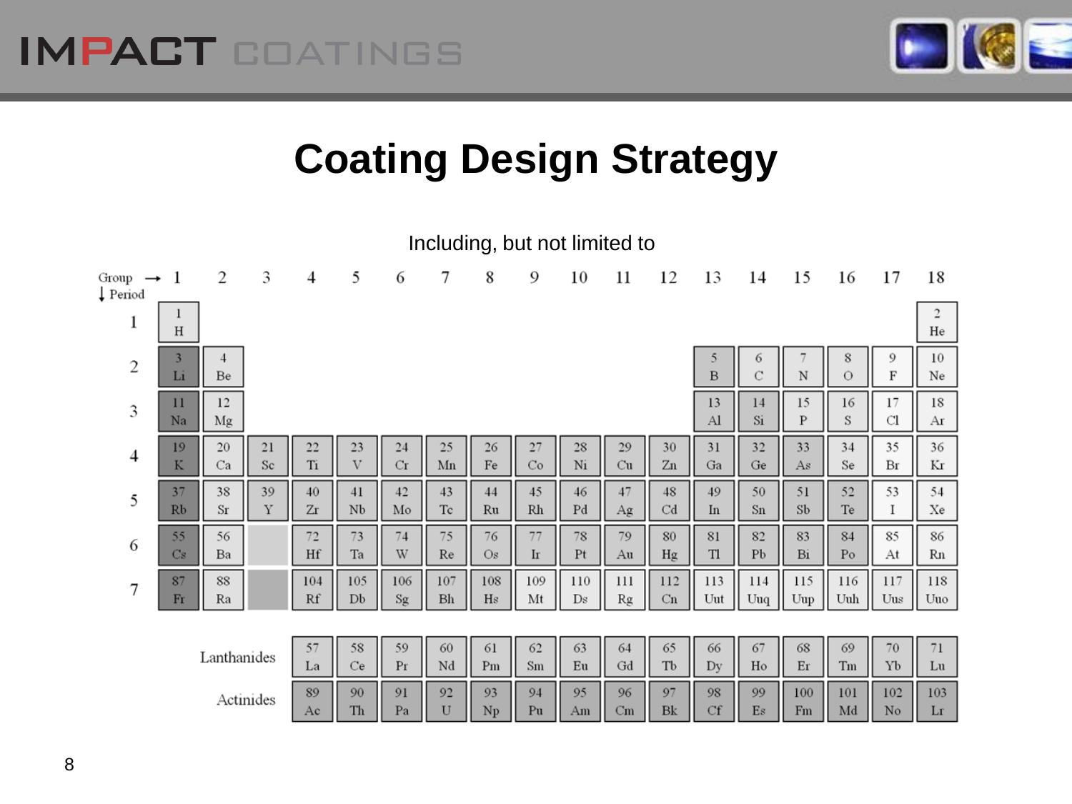# Coating Design Strategy

Including, but not limited to

| Group → / ↓ Period | 1 | 2 | 3 | 4 | 5 | 6 | 7 | 8 | 9 | 10 | 11 | 12 | 13 | 14 | 15 | 16 | 17 | 18 |
|---|---|---|---|---|---|---|---|---|---|---|---|---|---|---|---|---|---|---|
| 1 | 1 H | | | | | | | | | | | | | | | | | 2 He |
| 2 | 3 Li | 4 Be | | | | | | | | | | | 5 B | 6 C | 7 N | 8 O | 9 F | 10 Ne |
| 3 | 11 Na | 12 Mg | | | | | | | | | | | 13 Al | 14 Si | 15 P | 16 S | 17 Cl | 18 Ar |
| 4 | 19 K | 20 Ca | 21 Sc | 22 Ti | 23 V | 24 Cr | 25 Mn | 26 Fe | 27 Co | 28 Ni | 29 Cu | 30 Zn | 31 Ga | 32 Ge | 33 As | 34 Se | 35 Br | 36 Kr |
| 5 | 37 Rb | 38 Sr | 39 Y | 40 Zr | 41 Nb | 42 Mo | 43 Tc | 44 Ru | 45 Rh | 46 Pd | 47 Ag | 48 Cd | 49 In | 50 Sn | 51 Sb | 52 Te | 53 I | 54 Xe |
| 6 | 55 Cs | 56 Ba | | 72 Hf | 73 Ta | 74 W | 75 Re | 76 Os | 77 Ir | 78 Pt | 79 Au | 80 Hg | 81 Tl | 82 Pb | 83 Bi | 84 Po | 85 At | 86 Rn |
| 7 | 87 Fr | 88 Ra | | 104 Rf | 105 Db | 106 Sg | 107 Bh | 108 Hs | 109 Mt | 110 Ds | 111 Rg | 112 Cn | 113 Uut | 114 Uuq | 115 Uup | 116 Uuh | 117 Uus | 118 Uuo |

| | | | | | | | | | | | | | | | |
|---|---|---|---|---|---|---|---|---|---|---|---|---|---|---|---|
| Lanthanides | 57 La | 58 Ce | 59 Pr | 60 Nd | 61 Pm | 62 Sm | 63 Eu | 64 Gd | 65 Tb | 66 Dy | 67 Ho | 68 Er | 69 Tm | 70 Yb | 71 Lu |
| Actinides | 89 Ac | 90 Th | 91 Pa | 92 U | 93 Np | 94 Pu | 95 Am | 96 Cm | 97 Bk | 98 Cf | 99 Es | 100 Fm | 101 Md | 102 No | 103 Lr |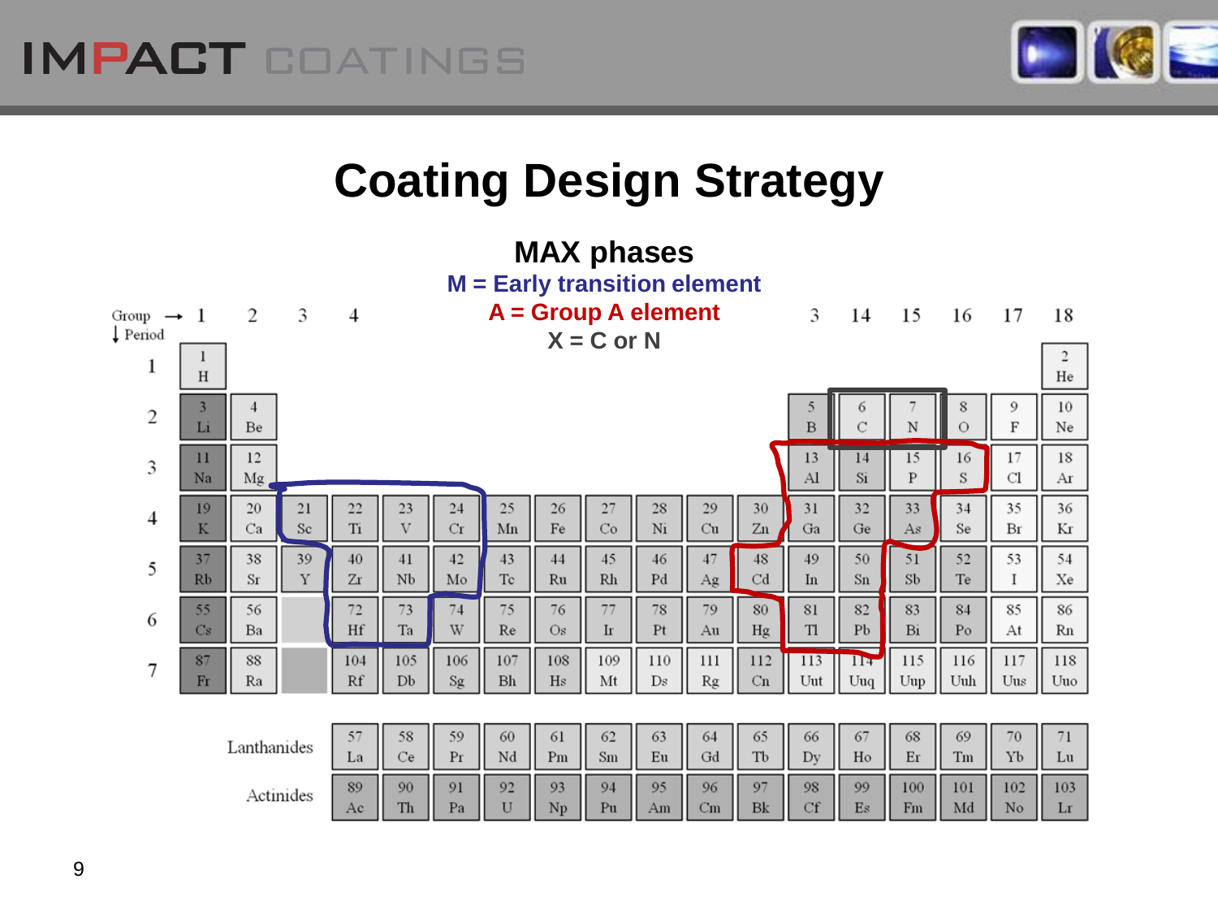# Coating Design Strategy

**MAX phases**

**M = Early transition element**

**A = Group A element**

**X = C or N**

| Group → / ↓ Period | 1 | 2 | 3 | 4 | | | | | | | | 3 | 14 | 15 | 16 | 17 | 18 |
|---|---|---|---|---|---|---|---|---|---|---|---|---|---|---|---|---|---|
| 1 | 1 H | | | | | | | | | | | | | | | | 2 He |
| 2 | 3 Li | 4 Be | | | | | | | | | | 5 B | 6 C | 7 N | 8 O | 9 F | 10 Ne |
| 3 | 11 Na | 12 Mg | | | | | | | | | | 13 Al | 14 Si | 15 P | 16 S | 17 Cl | 18 Ar |
| 4 | 19 K | 20 Ca | 21 Sc | 22 Ti | 23 V | 24 Cr | 25 Mn | 26 Fe | 27 Co | 28 Ni | 29 Cu | 30 Zn | 31 Ga | 32 Ge | 33 As | 34 Se | 35 Br | 36 Kr |
| 5 | 37 Rb | 38 Sr | 39 Y | 40 Zr | 41 Nb | 42 Mo | 43 Tc | 44 Ru | 45 Rh | 46 Pd | 47 Ag | 48 Cd | 49 In | 50 Sn | 51 Sb | 52 Te | 53 I | 54 Xe |
| 6 | 55 Cs | 56 Ba | | 72 Hf | 73 Ta | 74 W | 75 Re | 76 Os | 77 Ir | 78 Pt | 79 Au | 80 Hg | 81 Tl | 82 Pb | 83 Bi | 84 Po | 85 At | 86 Rn |
| 7 | 87 Fr | 88 Ra | | 104 Rf | 105 Db | 106 Sg | 107 Bh | 108 Hs | 109 Mt | 110 Ds | 111 Rg | 112 Cn | 113 Uut | 114 Uuq | 115 Uup | 116 Uuh | 117 Uus | 118 Uuo |

| | | | | | | | | | | | | | | | |
|---|---|---|---|---|---|---|---|---|---|---|---|---|---|---|---|
| Lanthanides | 57 La | 58 Ce | 59 Pr | 60 Nd | 61 Pm | 62 Sm | 63 Eu | 64 Gd | 65 Tb | 66 Dy | 67 Ho | 68 Er | 69 Tm | 70 Yb | 71 Lu |
| Actinides | 89 Ac | 90 Th | 91 Pa | 92 U | 93 Np | 94 Pu | 95 Am | 96 Cm | 97 Bk | 98 Cf | 99 Es | 100 Fm | 101 Md | 102 No | 103 Lr |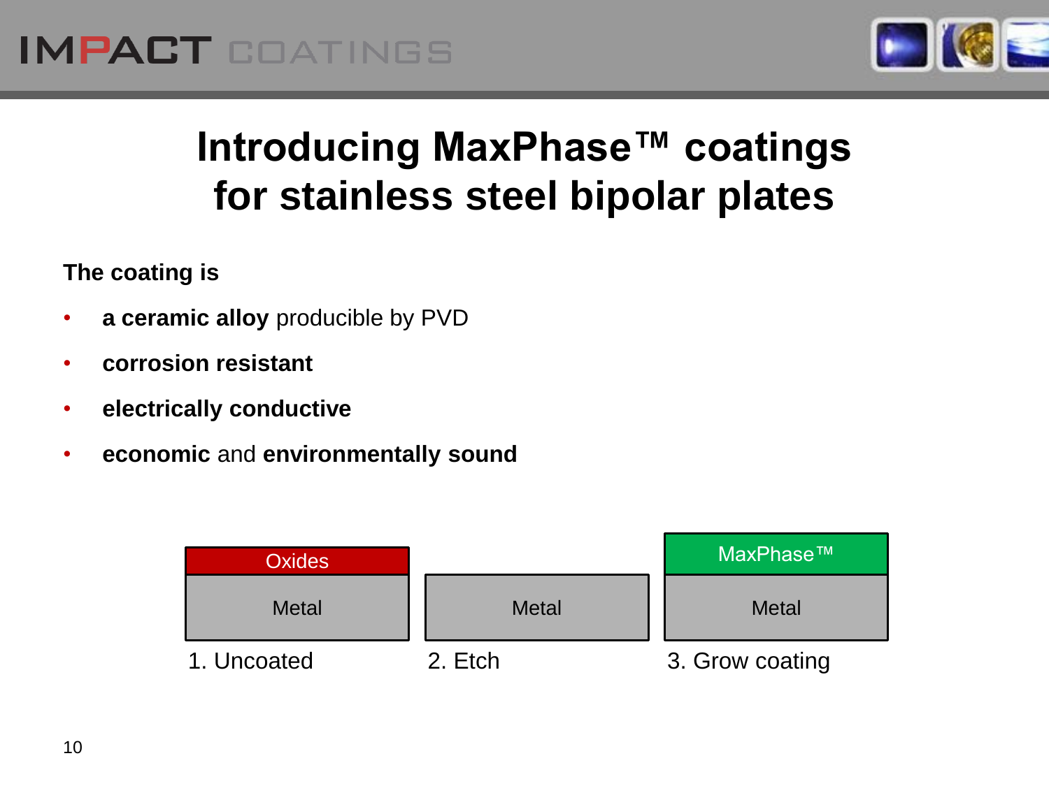# Introducing MaxPhase™ coatings for stainless steel bipolar plates

**The coating is**

- **a ceramic alloy** producible by PVD
- **corrosion resistant**
- **electrically conductive**
- **economic** and **environmentally sound**

| 1. Uncoated | 2. Etch | 3. Grow coating |
|---|---|---|
| Oxides | | MaxPhase™ |
| Metal | Metal | Metal |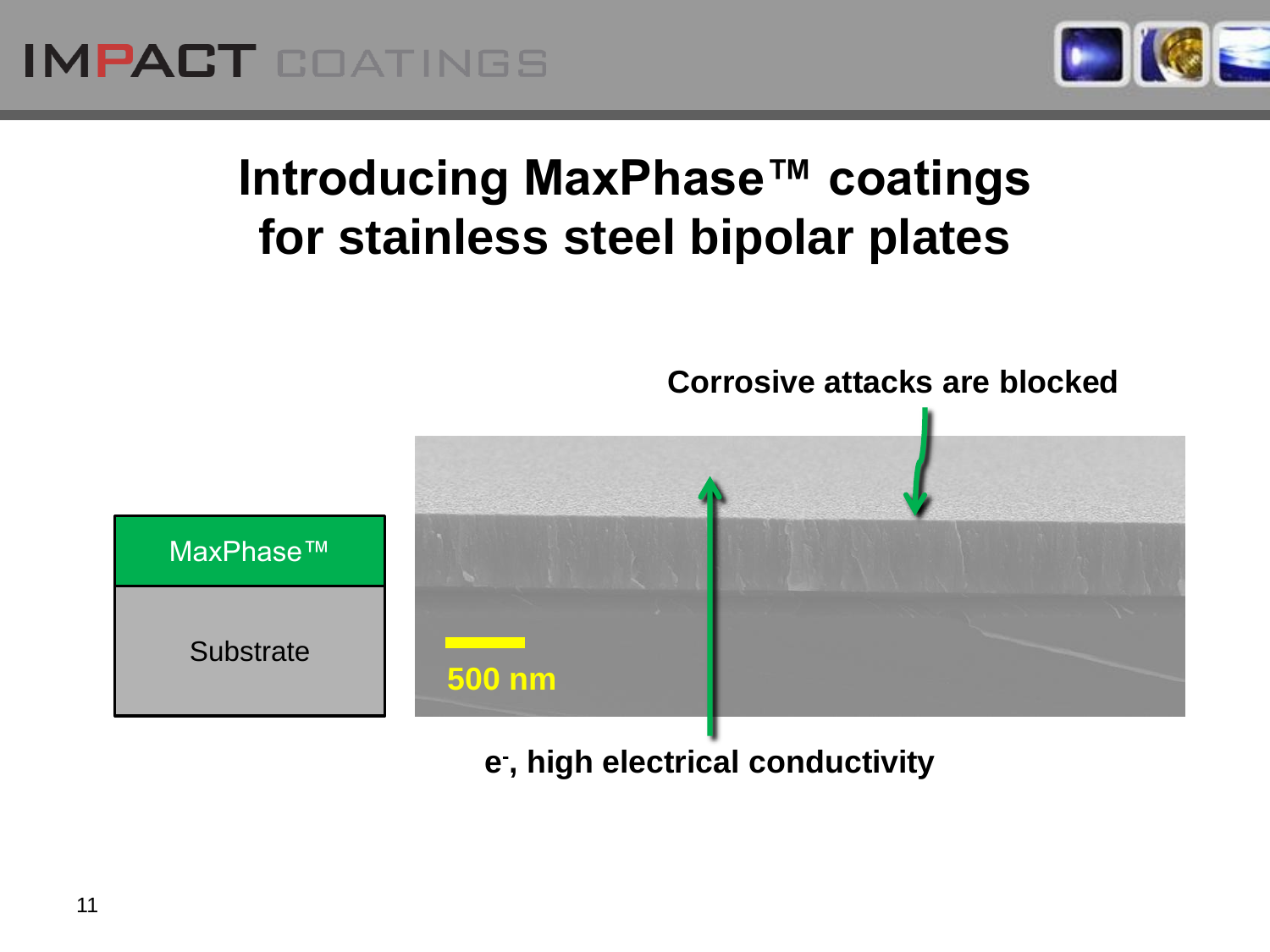# Introducing MaxPhase™ coatings for stainless steel bipolar plates

Corrosive attacks are blocked

MaxPhase™

Substrate

500 nm

$e^-$, high electrical conductivity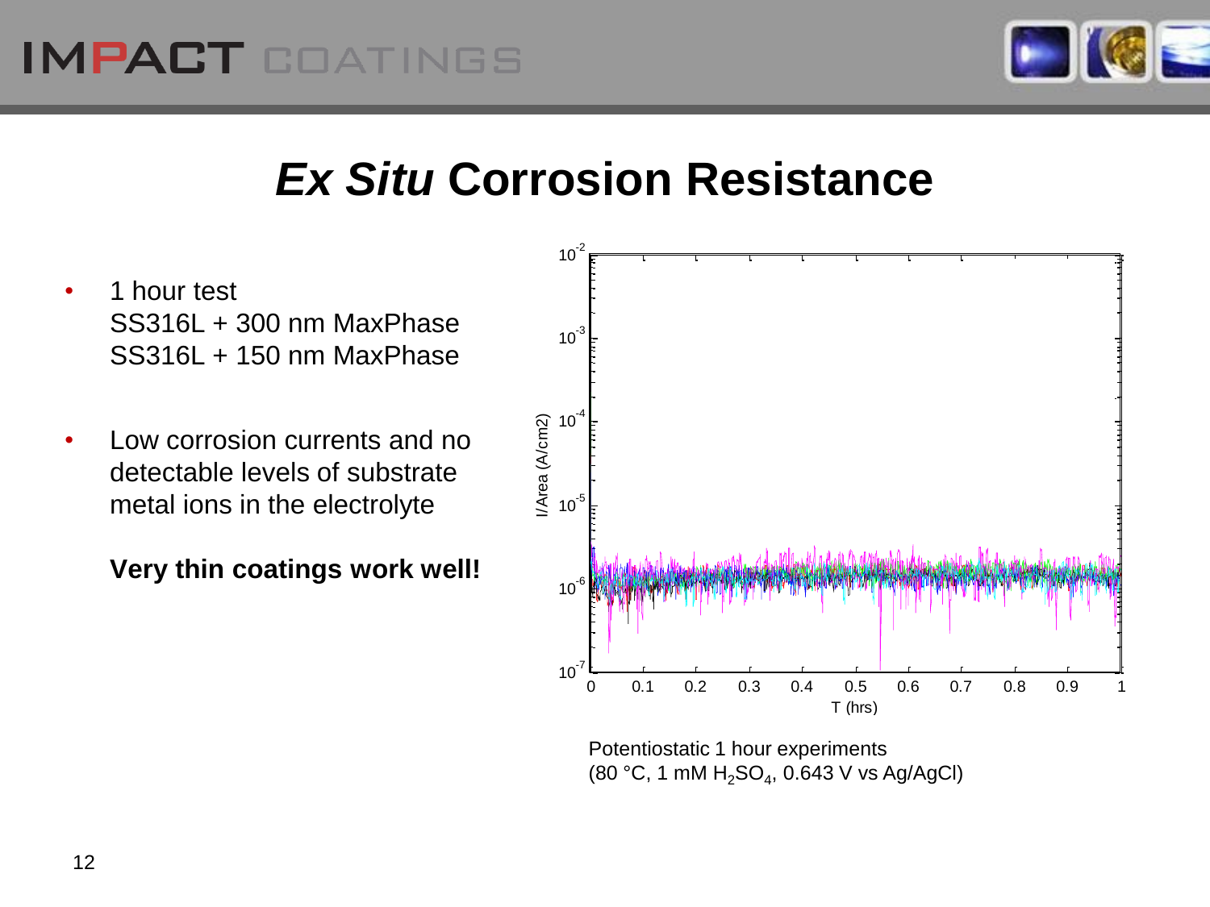# *Ex Situ* Corrosion Resistance

- 1 hour test
  SS316L + 300 nm MaxPhase
  SS316L + 150 nm MaxPhase

- Low corrosion currents and no detectable levels of substrate metal ions in the electrolyte

  **Very thin coatings work well!**

Potentiostatic 1 hour experiments
(80 °C, 1 mM $H_2SO_4$, 0.643 V vs Ag/AgCl)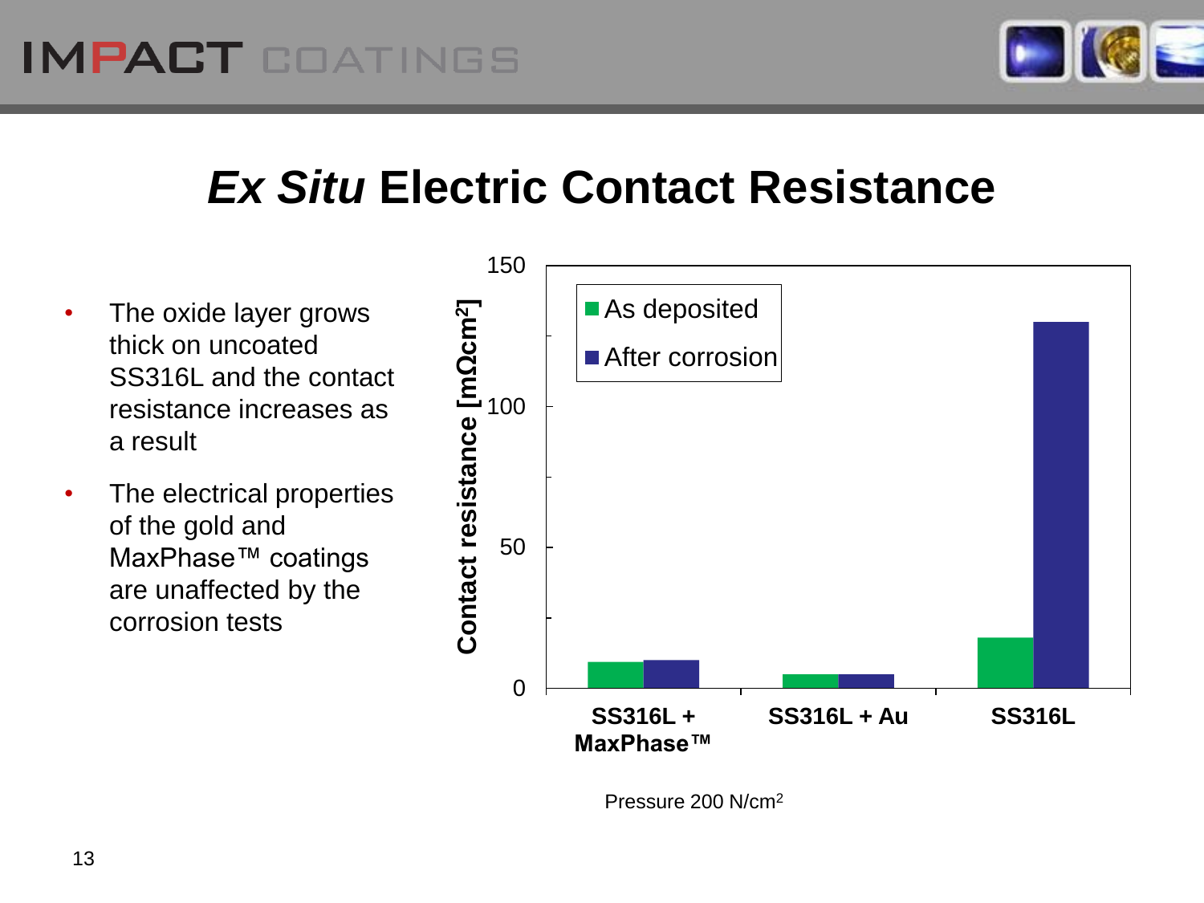# *Ex Situ* Electric Contact Resistance

- The oxide layer grows thick on uncoated SS316L and the contact resistance increases as a result
- The electrical properties of the gold and MaxPhase™ coatings are unaffected by the corrosion tests

Contact resistance [mΩcm²]

150
100
50
0

As deposited
After corrosion

SS316L + MaxPhase™ | SS316L + Au | SS316L

Pressure 200 N/cm²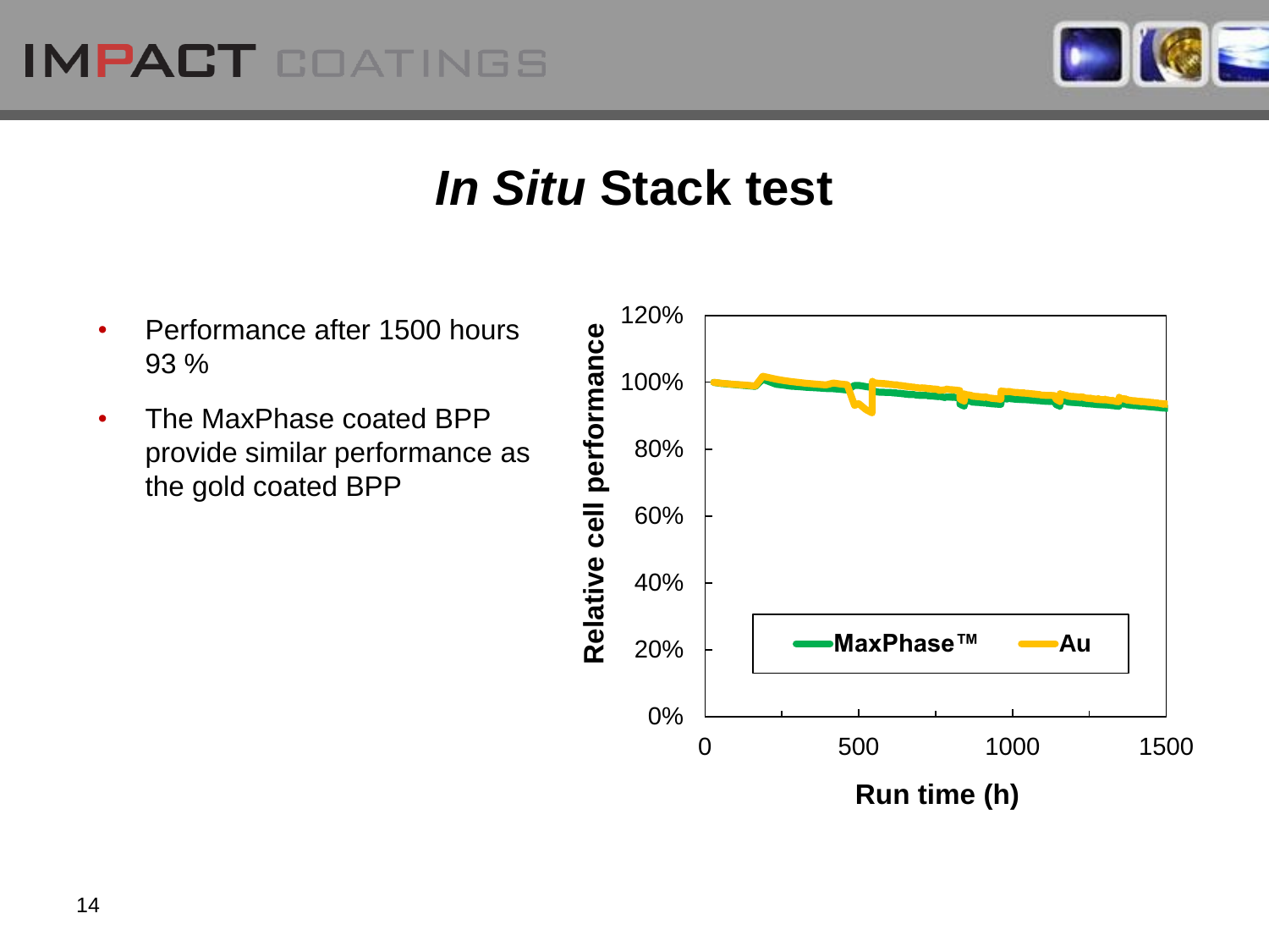# *In Situ* Stack test

- Performance after 1500 hours 93 %
- The MaxPhase coated BPP provide similar performance as the gold coated BPP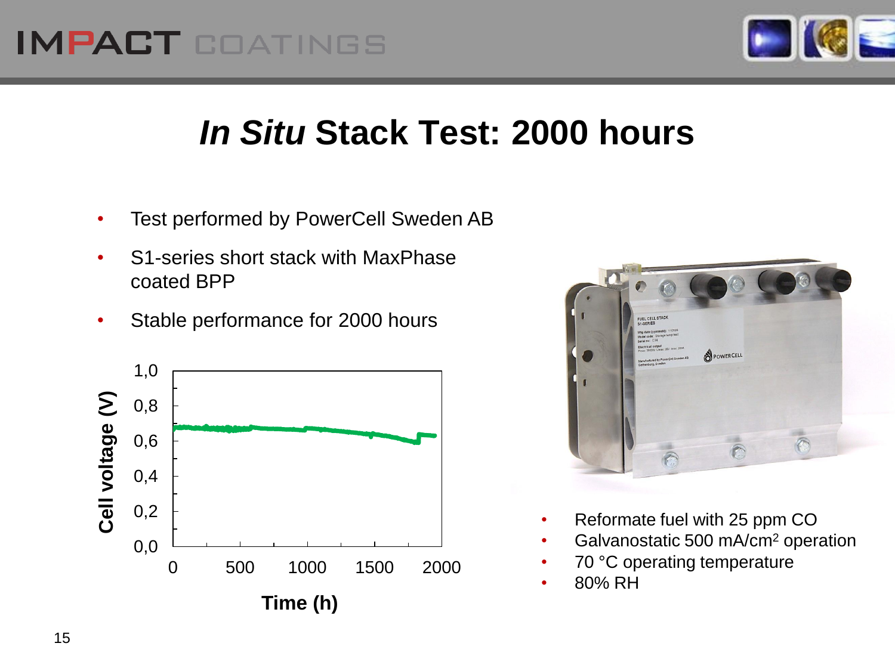# *In Situ* Stack Test: 2000 hours

- Test performed by PowerCell Sweden AB
- S1-series short stack with MaxPhase coated BPP
- Stable performance for 2000 hours

- Reformate fuel with 25 ppm CO
- Galvanostatic 500 mA/cm$^2$ operation
- 70 °C operating temperature
- 80% RH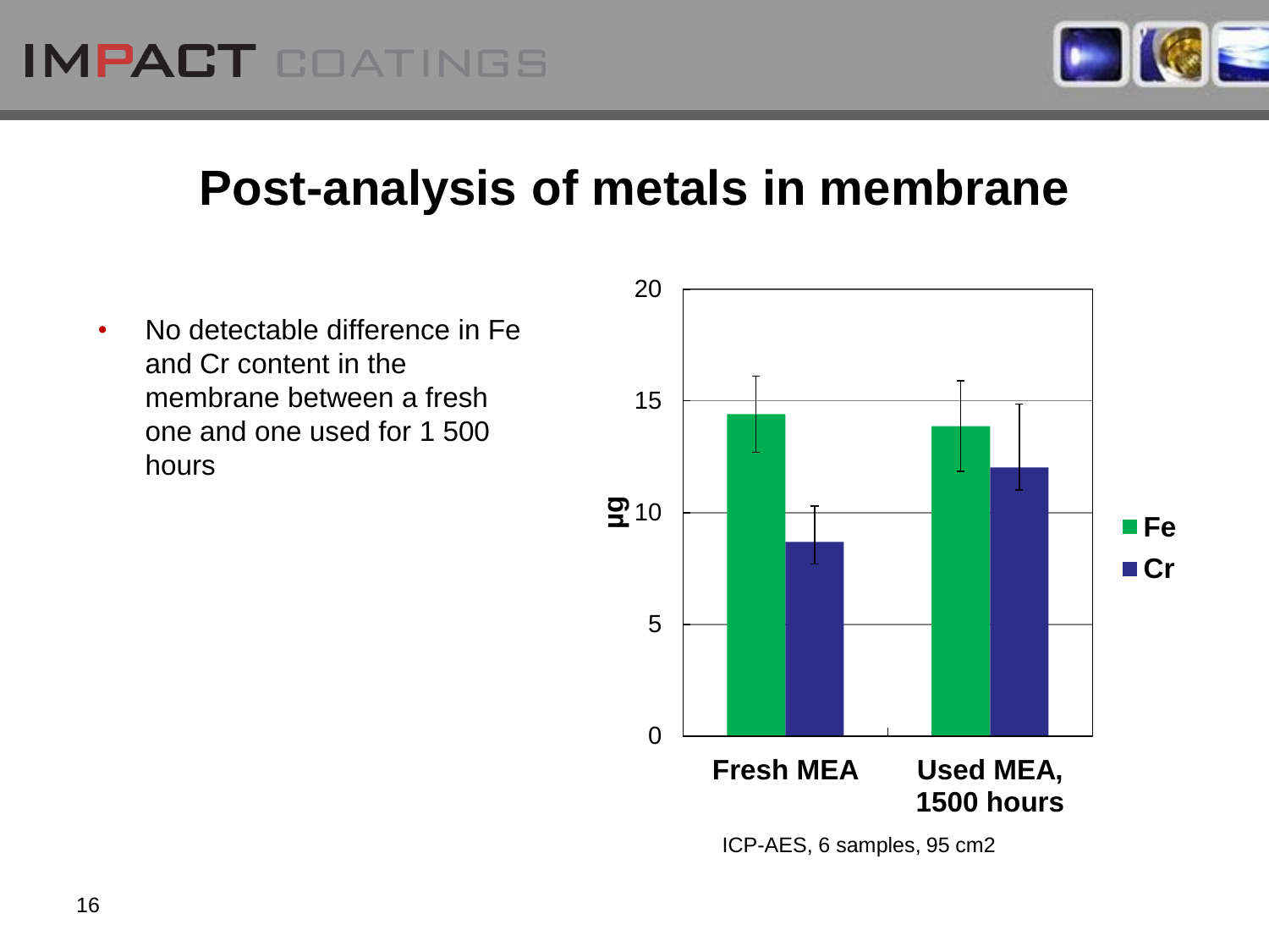# Post-analysis of metals in membrane

- No detectable difference in Fe and Cr content in the membrane between a fresh one and one used for 1 500 hours

ICP-AES, 6 samples, 95 cm2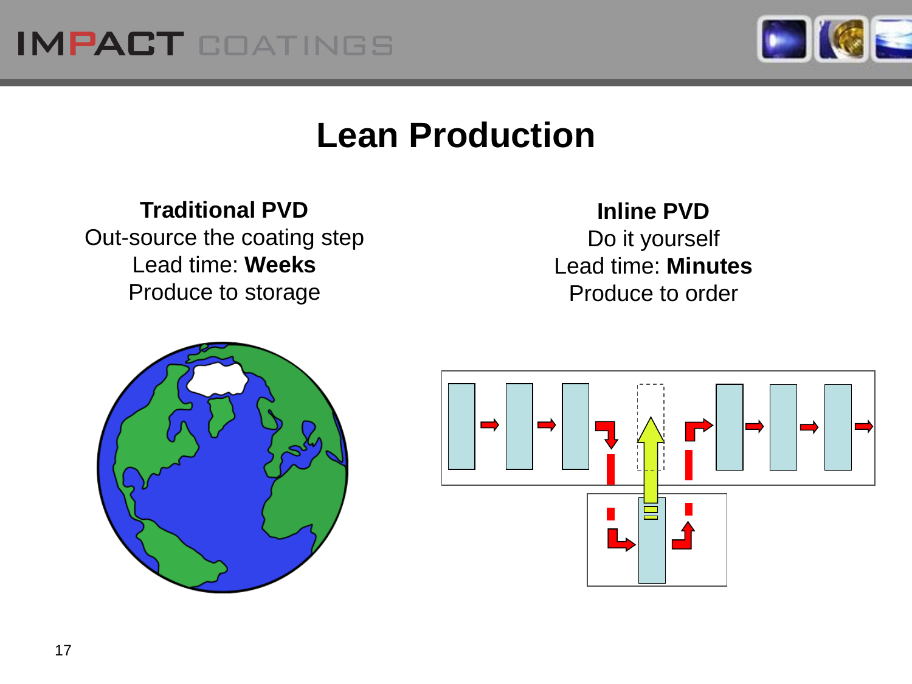# Lean Production

**Traditional PVD**
Out-source the coating step
Lead time: **Weeks**
Produce to storage

**Inline PVD**
Do it yourself
Lead time: **Minutes**
Produce to order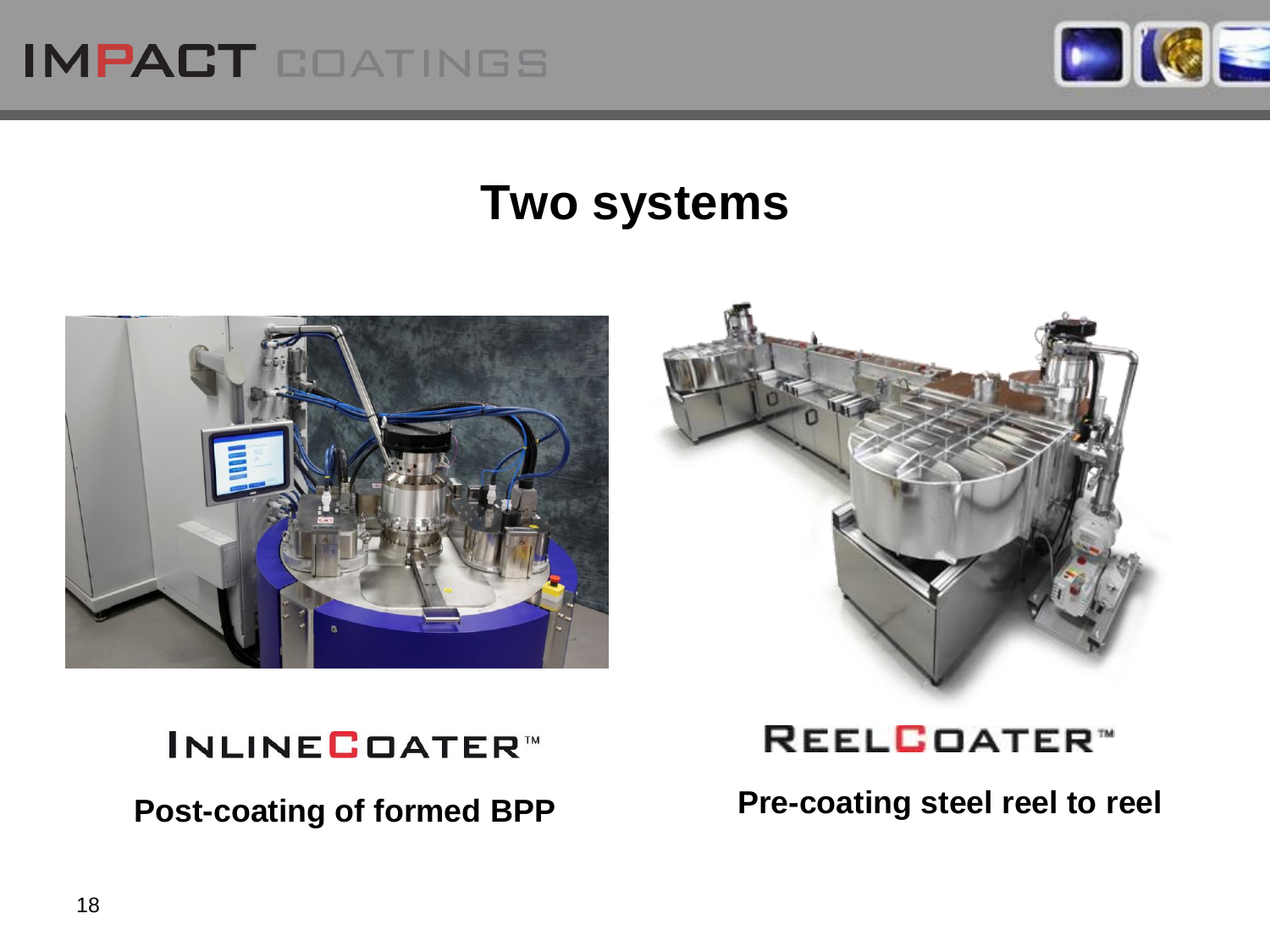# Two systems

**INLINECOATER™**

**Post-coating of formed BPP**

**REELCOATER™**

**Pre-coating steel reel to reel**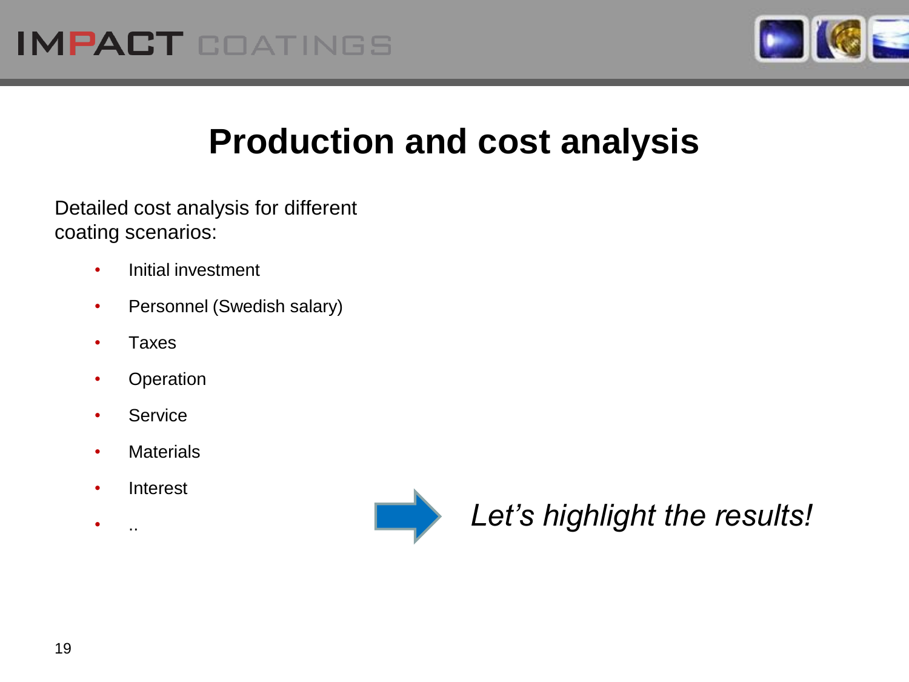# Production and cost analysis

Detailed cost analysis for different coating scenarios:

- Initial investment
- Personnel (Swedish salary)
- Taxes
- Operation
- Service
- Materials
- Interest
- ..

*Let's highlight the results!*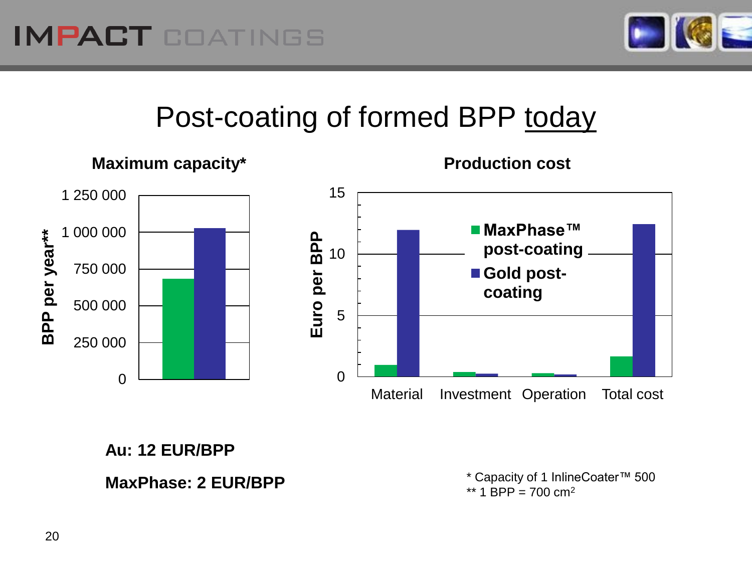# Post-coating of formed BPP today

**Maximum capacity***

**Production cost**

**Au: 12 EUR/BPP**

**MaxPhase: 2 EUR/BPP**

\* Capacity of 1 InlineCoater™ 500
\*\* 1 BPP = 700 $cm^2$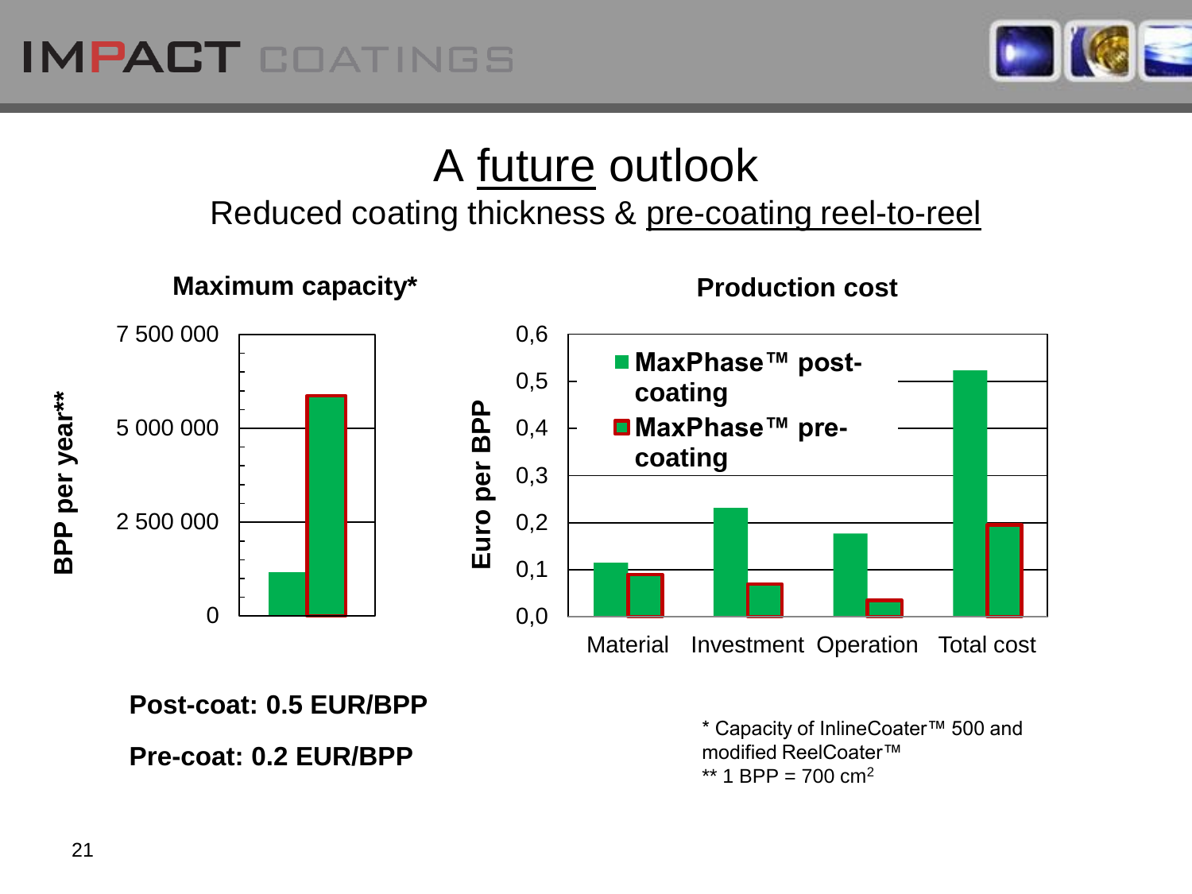# A future outlook

## Reduced coating thickness & pre-coating reel-to-reel

**Maximum capacity***

BPP per year**

7 500 000
5 000 000
2 500 000
0

**Production cost**

Euro per BPP

0,6
0,5
0,4
0,3
0,2
0,1
0,0

■ **MaxPhase™ post-coating**
■ **MaxPhase™ pre-coating**

Material Investment Operation Total cost

**Post-coat: 0.5 EUR/BPP**

**Pre-coat: 0.2 EUR/BPP**

\* Capacity of InlineCoater™ 500 and modified ReelCoater™
** 1 BPP = 700 $cm^2$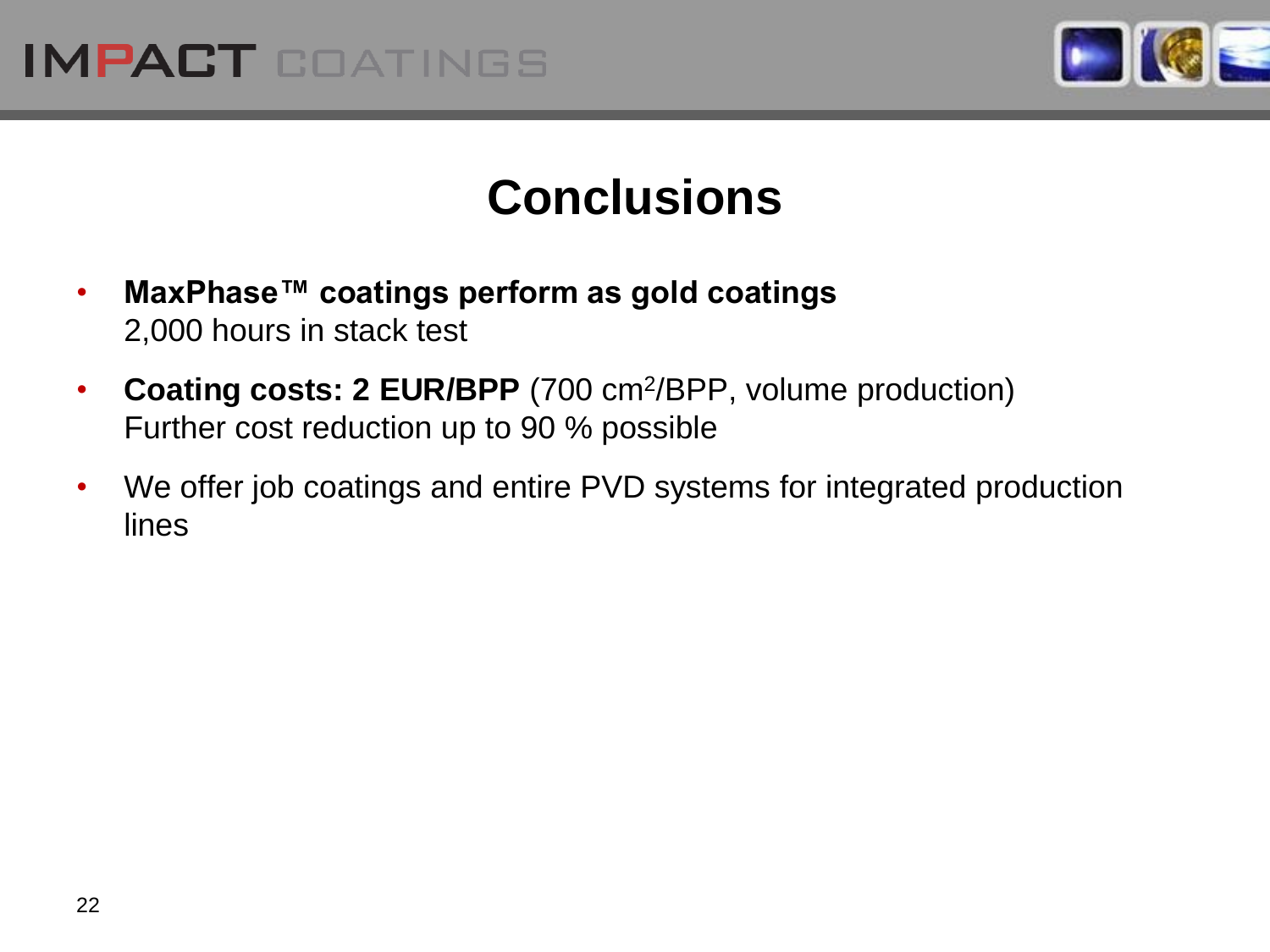# Conclusions

- **MaxPhase™ coatings perform as gold coatings**
  2,000 hours in stack test
- **Coating costs: 2 EUR/BPP** (700 $cm^2$/BPP, volume production)
  Further cost reduction up to 90 % possible
- We offer job coatings and entire PVD systems for integrated production lines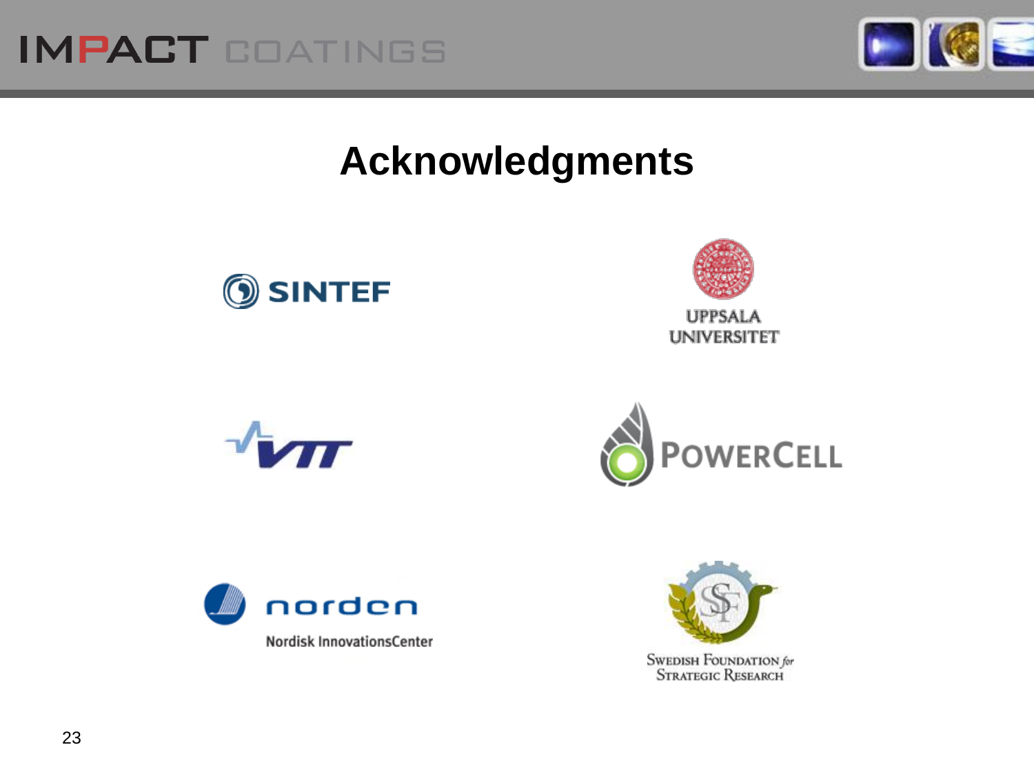# Acknowledgments

SINTEF

UPPSALA UNIVERSITET

VTT

POWERCELL

norden

Nordisk InnovationsCenter

Swedish Foundation for Strategic Research